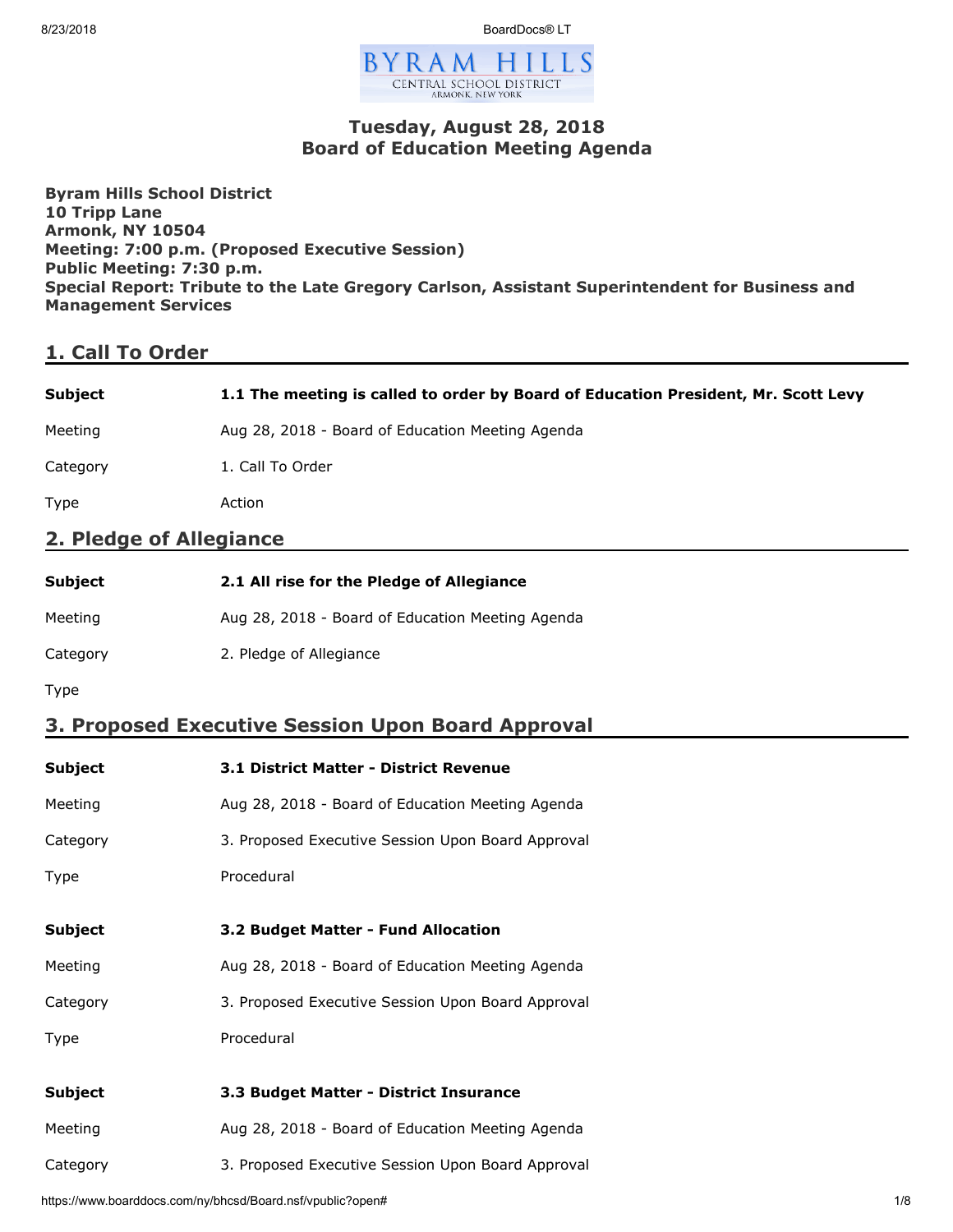# Tuesday, August 28, 2018
# Board of Education Meeting Agenda

**Byram Hills School District**
**10 Tripp Lane**
**Armonk, NY 10504**
**Meeting: 7:00 p.m. (Proposed Executive Session)**
**Public Meeting: 7:30 p.m.**
**Special Report: Tribute to the Late Gregory Carlson, Assistant Superintendent for Business and Management Services**

## 1. Call To Order

| | |
|---|---|
| **Subject** | **1.1 The meeting is called to order by Board of Education President, Mr. Scott Levy** |
| Meeting | Aug 28, 2018 - Board of Education Meeting Agenda |
| Category | 1. Call To Order |
| Type | Action |

## 2. Pledge of Allegiance

| | |
|---|---|
| **Subject** | **2.1 All rise for the Pledge of Allegiance** |
| Meeting | Aug 28, 2018 - Board of Education Meeting Agenda |
| Category | 2. Pledge of Allegiance |
| Type | |

## 3. Proposed Executive Session Upon Board Approval

| | |
|---|---|
| **Subject** | **3.1 District Matter - District Revenue** |
| Meeting | Aug 28, 2018 - Board of Education Meeting Agenda |
| Category | 3. Proposed Executive Session Upon Board Approval |
| Type | Procedural |

| | |
|---|---|
| **Subject** | **3.2 Budget Matter - Fund Allocation** |
| Meeting | Aug 28, 2018 - Board of Education Meeting Agenda |
| Category | 3. Proposed Executive Session Upon Board Approval |
| Type | Procedural |

| | |
|---|---|
| **Subject** | **3.3 Budget Matter - District Insurance** |
| Meeting | Aug 28, 2018 - Board of Education Meeting Agenda |
| Category | 3. Proposed Executive Session Upon Board Approval |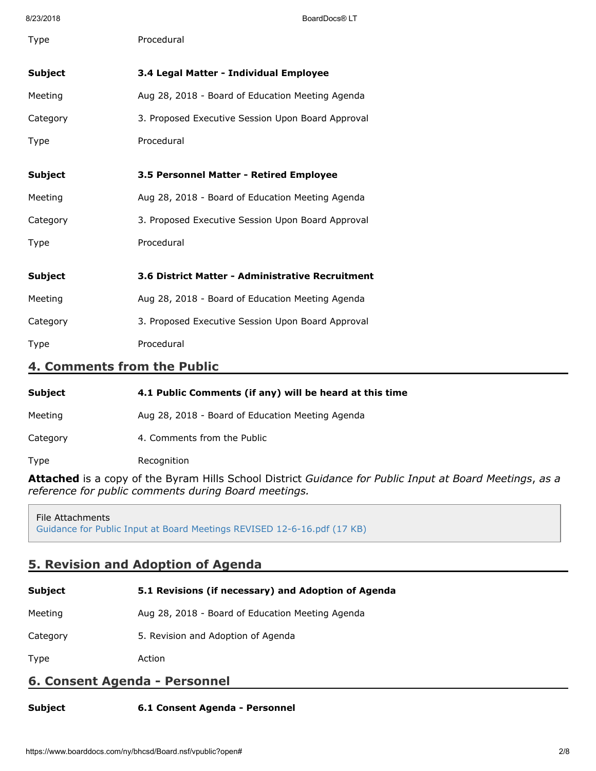| | |
|---|---|
| Type | Procedural |

| | |
|---|---|
| **Subject** | **3.4 Legal Matter - Individual Employee** |
| Meeting | Aug 28, 2018 - Board of Education Meeting Agenda |
| Category | 3. Proposed Executive Session Upon Board Approval |
| Type | Procedural |

| | |
|---|---|
| **Subject** | **3.5 Personnel Matter - Retired Employee** |
| Meeting | Aug 28, 2018 - Board of Education Meeting Agenda |
| Category | 3. Proposed Executive Session Upon Board Approval |
| Type | Procedural |

| | |
|---|---|
| **Subject** | **3.6 District Matter - Administrative Recruitment** |
| Meeting | Aug 28, 2018 - Board of Education Meeting Agenda |
| Category | 3. Proposed Executive Session Upon Board Approval |
| Type | Procedural |

## 4. Comments from the Public

| | |
|---|---|
| **Subject** | **4.1 Public Comments (if any) will be heard at this time** |
| Meeting | Aug 28, 2018 - Board of Education Meeting Agenda |
| Category | 4. Comments from the Public |
| Type | Recognition |

**Attached** is a copy of the Byram Hills School District *Guidance for Public Input at Board Meetings*, *as a reference for public comments during Board meetings.*

File Attachments
Guidance for Public Input at Board Meetings REVISED 12-6-16.pdf (17 KB)

## 5. Revision and Adoption of Agenda

| | |
|---|---|
| **Subject** | **5.1 Revisions (if necessary) and Adoption of Agenda** |
| Meeting | Aug 28, 2018 - Board of Education Meeting Agenda |
| Category | 5. Revision and Adoption of Agenda |
| Type | Action |

## 6. Consent Agenda - Personnel

| | |
|---|---|
| **Subject** | **6.1 Consent Agenda - Personnel** |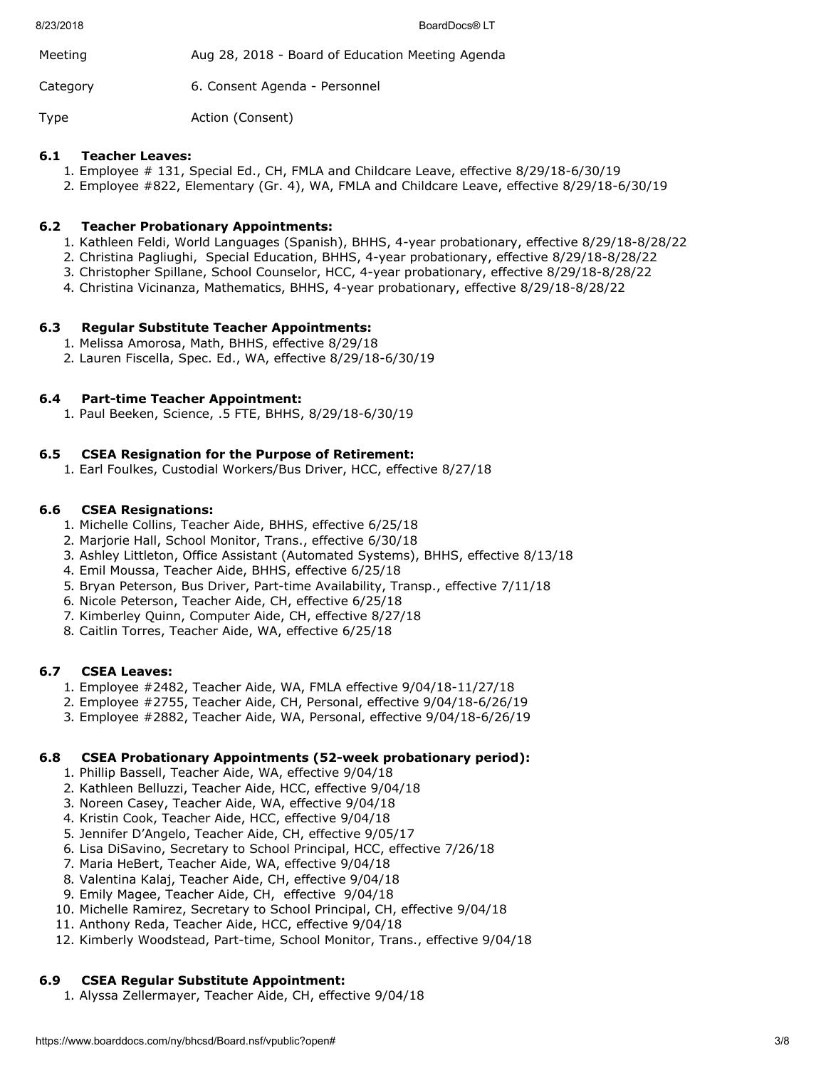Meeting Aug 28, 2018 - Board of Education Meeting Agenda

Category 6. Consent Agenda - Personnel

Type Action (Consent)

### 6.1 Teacher Leaves:

1. Employee # 131, Special Ed., CH, FMLA and Childcare Leave, effective 8/29/18-6/30/19
2. Employee #822, Elementary (Gr. 4), WA, FMLA and Childcare Leave, effective 8/29/18-6/30/19

### 6.2 Teacher Probationary Appointments:

1. Kathleen Feldi, World Languages (Spanish), BHHS, 4-year probationary, effective 8/29/18-8/28/22
2. Christina Pagliughi, Special Education, BHHS, 4-year probationary, effective 8/29/18-8/28/22
3. Christopher Spillane, School Counselor, HCC, 4-year probationary, effective 8/29/18-8/28/22
4. Christina Vicinanza, Mathematics, BHHS, 4-year probationary, effective 8/29/18-8/28/22

### 6.3 Regular Substitute Teacher Appointments:

1. Melissa Amorosa, Math, BHHS, effective 8/29/18
2. Lauren Fiscella, Spec. Ed., WA, effective 8/29/18-6/30/19

### 6.4 Part-time Teacher Appointment:

1. Paul Beeken, Science, .5 FTE, BHHS, 8/29/18-6/30/19

### 6.5 CSEA Resignation for the Purpose of Retirement:

1. Earl Foulkes, Custodial Workers/Bus Driver, HCC, effective 8/27/18

### 6.6 CSEA Resignations:

1. Michelle Collins, Teacher Aide, BHHS, effective 6/25/18
2. Marjorie Hall, School Monitor, Trans., effective 6/30/18
3. Ashley Littleton, Office Assistant (Automated Systems), BHHS, effective 8/13/18
4. Emil Moussa, Teacher Aide, BHHS, effective 6/25/18
5. Bryan Peterson, Bus Driver, Part-time Availability, Transp., effective 7/11/18
6. Nicole Peterson, Teacher Aide, CH, effective 6/25/18
7. Kimberley Quinn, Computer Aide, CH, effective 8/27/18
8. Caitlin Torres, Teacher Aide, WA, effective 6/25/18

### 6.7 CSEA Leaves:

1. Employee #2482, Teacher Aide, WA, FMLA effective 9/04/18-11/27/18
2. Employee #2755, Teacher Aide, CH, Personal, effective 9/04/18-6/26/19
3. Employee #2882, Teacher Aide, WA, Personal, effective 9/04/18-6/26/19

### 6.8 CSEA Probationary Appointments (52-week probationary period):

1. Phillip Bassell, Teacher Aide, WA, effective 9/04/18
2. Kathleen Belluzzi, Teacher Aide, HCC, effective 9/04/18
3. Noreen Casey, Teacher Aide, WA, effective 9/04/18
4. Kristin Cook, Teacher Aide, HCC, effective 9/04/18
5. Jennifer D'Angelo, Teacher Aide, CH, effective 9/05/17
6. Lisa DiSavino, Secretary to School Principal, HCC, effective 7/26/18
7. Maria HeBert, Teacher Aide, WA, effective 9/04/18
8. Valentina Kalaj, Teacher Aide, CH, effective 9/04/18
9. Emily Magee, Teacher Aide, CH, effective 9/04/18
10. Michelle Ramirez, Secretary to School Principal, CH, effective 9/04/18
11. Anthony Reda, Teacher Aide, HCC, effective 9/04/18
12. Kimberly Woodstead, Part-time, School Monitor, Trans., effective 9/04/18

### 6.9 CSEA Regular Substitute Appointment:

1. Alyssa Zellermayer, Teacher Aide, CH, effective 9/04/18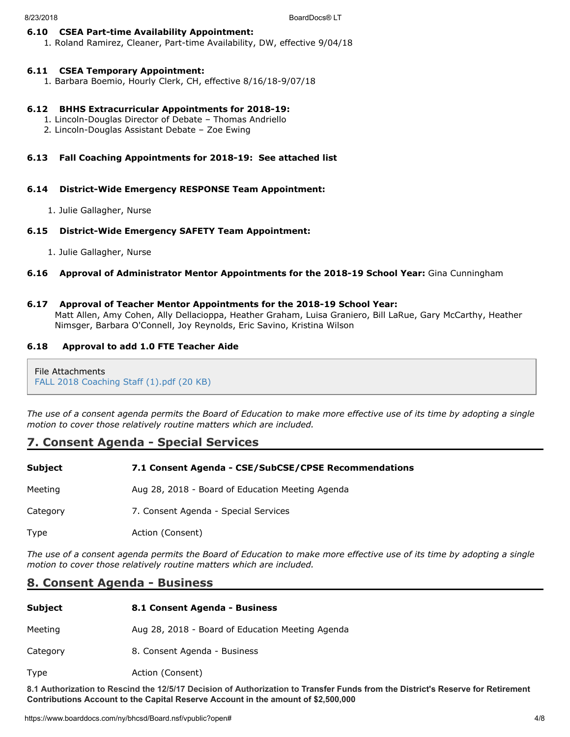**6.10 CSEA Part-time Availability Appointment:**

1. Roland Ramirez, Cleaner, Part-time Availability, DW, effective 9/04/18

**6.11 CSEA Temporary Appointment:**

1. Barbara Boemio, Hourly Clerk, CH, effective 8/16/18-9/07/18

**6.12 BHHS Extracurricular Appointments for 2018-19:**

1. Lincoln-Douglas Director of Debate – Thomas Andriello
2. Lincoln-Douglas Assistant Debate – Zoe Ewing

**6.13 Fall Coaching Appointments for 2018-19: See attached list**

**6.14 District-Wide Emergency RESPONSE Team Appointment:**

1. Julie Gallagher, Nurse

**6.15 District-Wide Emergency SAFETY Team Appointment:**

1. Julie Gallagher, Nurse

**6.16 Approval of Administrator Mentor Appointments for the 2018-19 School Year:** Gina Cunningham

**6.17 Approval of Teacher Mentor Appointments for the 2018-19 School Year:**
Matt Allen, Amy Cohen, Ally Dellacioppa, Heather Graham, Luisa Graniero, Bill LaRue, Gary McCarthy, Heather Nimsger, Barbara O'Connell, Joy Reynolds, Eric Savino, Kristina Wilson

**6.18 Approval to add 1.0 FTE Teacher Aide**

File Attachments
FALL 2018 Coaching Staff (1).pdf (20 KB)

*The use of a consent agenda permits the Board of Education to make more effective use of its time by adopting a single motion to cover those relatively routine matters which are included.*

## 7. Consent Agenda - Special Services

| | |
|---|---|
| **Subject** | **7.1 Consent Agenda - CSE/SubCSE/CPSE Recommendations** |
| Meeting | Aug 28, 2018 - Board of Education Meeting Agenda |
| Category | 7. Consent Agenda - Special Services |
| Type | Action (Consent) |

*The use of a consent agenda permits the Board of Education to make more effective use of its time by adopting a single motion to cover those relatively routine matters which are included.*

## 8. Consent Agenda - Business

| | |
|---|---|
| **Subject** | **8.1 Consent Agenda - Business** |
| Meeting | Aug 28, 2018 - Board of Education Meeting Agenda |
| Category | 8. Consent Agenda - Business |
| Type | Action (Consent) |

**8.1 Authorization to Rescind the 12/5/17 Decision of Authorization to Transfer Funds from the District's Reserve for Retirement Contributions Account to the Capital Reserve Account in the amount of $2,500,000**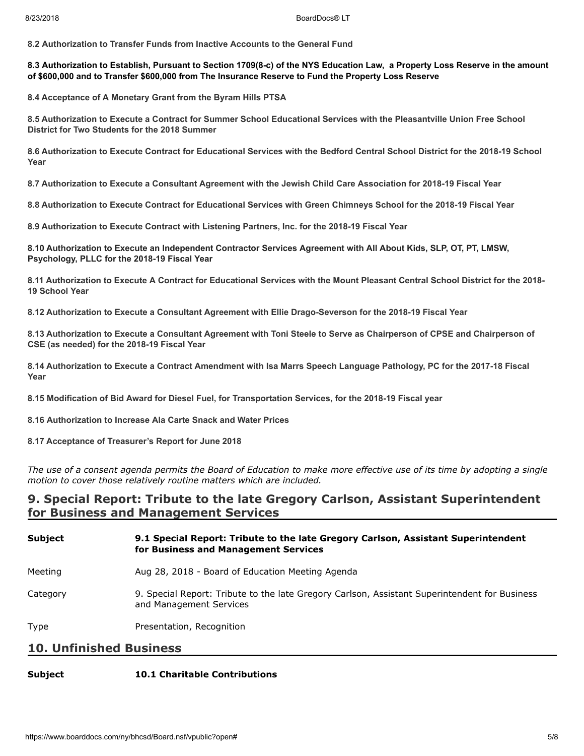**8.2 Authorization to Transfer Funds from Inactive Accounts to the General Fund**

**8.3 Authorization to Establish, Pursuant to Section 1709(8-c) of the NYS Education Law, a Property Loss Reserve in the amount of $600,000 and to Transfer $600,000 from The Insurance Reserve to Fund the Property Loss Reserve**

**8.4 Acceptance of A Monetary Grant from the Byram Hills PTSA**

**8.5 Authorization to Execute a Contract for Summer School Educational Services with the Pleasantville Union Free School District for Two Students for the 2018 Summer**

**8.6 Authorization to Execute Contract for Educational Services with the Bedford Central School District for the 2018-19 School Year**

**8.7 Authorization to Execute a Consultant Agreement with the Jewish Child Care Association for 2018-19 Fiscal Year**

**8.8 Authorization to Execute Contract for Educational Services with Green Chimneys School for the 2018-19 Fiscal Year**

**8.9 Authorization to Execute Contract with Listening Partners, Inc. for the 2018-19 Fiscal Year**

**8.10 Authorization to Execute an Independent Contractor Services Agreement with All About Kids, SLP, OT, PT, LMSW, Psychology, PLLC for the 2018-19 Fiscal Year**

**8.11 Authorization to Execute A Contract for Educational Services with the Mount Pleasant Central School District for the 2018-19 School Year**

**8.12 Authorization to Execute a Consultant Agreement with Ellie Drago-Severson for the 2018-19 Fiscal Year**

**8.13 Authorization to Execute a Consultant Agreement with Toni Steele to Serve as Chairperson of CPSE and Chairperson of CSE (as needed) for the 2018-19 Fiscal Year**

**8.14 Authorization to Execute a Contract Amendment with Isa Marrs Speech Language Pathology, PC for the 2017-18 Fiscal Year**

**8.15 Modification of Bid Award for Diesel Fuel, for Transportation Services, for the 2018-19 Fiscal year**

**8.16 Authorization to Increase Ala Carte Snack and Water Prices**

**8.17 Acceptance of Treasurer's Report for June 2018**

*The use of a consent agenda permits the Board of Education to make more effective use of its time by adopting a single motion to cover those relatively routine matters which are included.*

## 9. Special Report: Tribute to the late Gregory Carlson, Assistant Superintendent for Business and Management Services

| **Subject** | **9.1 Special Report: Tribute to the late Gregory Carlson, Assistant Superintendent for Business and Management Services** |
|---|---|
| Meeting | Aug 28, 2018 - Board of Education Meeting Agenda |
| Category | 9. Special Report: Tribute to the late Gregory Carlson, Assistant Superintendent for Business and Management Services |
| Type | Presentation, Recognition |

## 10. Unfinished Business

| **Subject** | **10.1 Charitable Contributions** |
|---|---|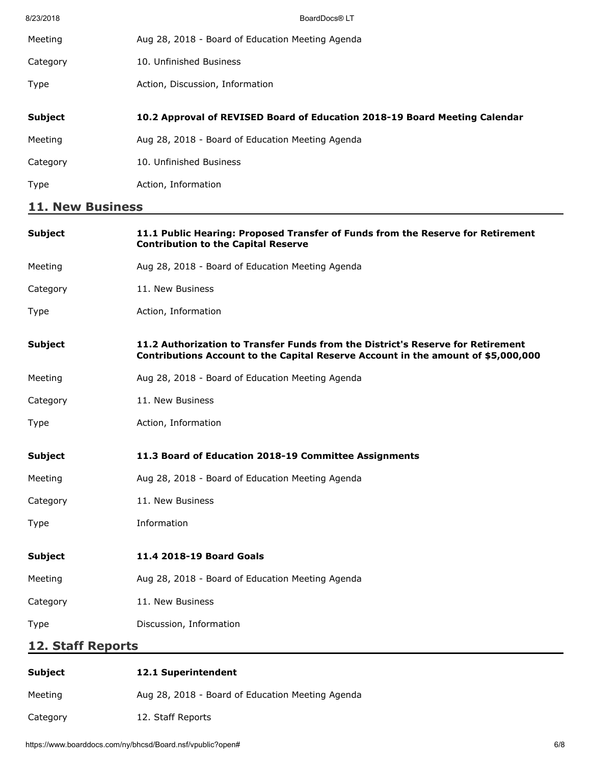| | |
|---|---|
| Meeting | Aug 28, 2018 - Board of Education Meeting Agenda |
| Category | 10. Unfinished Business |
| Type | Action, Discussion, Information |

| | |
|---|---|
| **Subject** | **10.2 Approval of REVISED Board of Education 2018-19 Board Meeting Calendar** |
| Meeting | Aug 28, 2018 - Board of Education Meeting Agenda |
| Category | 10. Unfinished Business |
| Type | Action, Information |

## 11. New Business

| | |
|---|---|
| **Subject** | **11.1 Public Hearing: Proposed Transfer of Funds from the Reserve for Retirement Contribution to the Capital Reserve** |
| Meeting | Aug 28, 2018 - Board of Education Meeting Agenda |
| Category | 11. New Business |
| Type | Action, Information |

| | |
|---|---|
| **Subject** | **11.2 Authorization to Transfer Funds from the District's Reserve for Retirement Contributions Account to the Capital Reserve Account in the amount of $5,000,000** |
| Meeting | Aug 28, 2018 - Board of Education Meeting Agenda |
| Category | 11. New Business |
| Type | Action, Information |

| | |
|---|---|
| **Subject** | **11.3 Board of Education 2018-19 Committee Assignments** |
| Meeting | Aug 28, 2018 - Board of Education Meeting Agenda |
| Category | 11. New Business |
| Type | Information |

| | |
|---|---|
| **Subject** | **11.4 2018-19 Board Goals** |
| Meeting | Aug 28, 2018 - Board of Education Meeting Agenda |
| Category | 11. New Business |
| Type | Discussion, Information |

## 12. Staff Reports

| | |
|---|---|
| **Subject** | **12.1 Superintendent** |
| Meeting | Aug 28, 2018 - Board of Education Meeting Agenda |
| Category | 12. Staff Reports |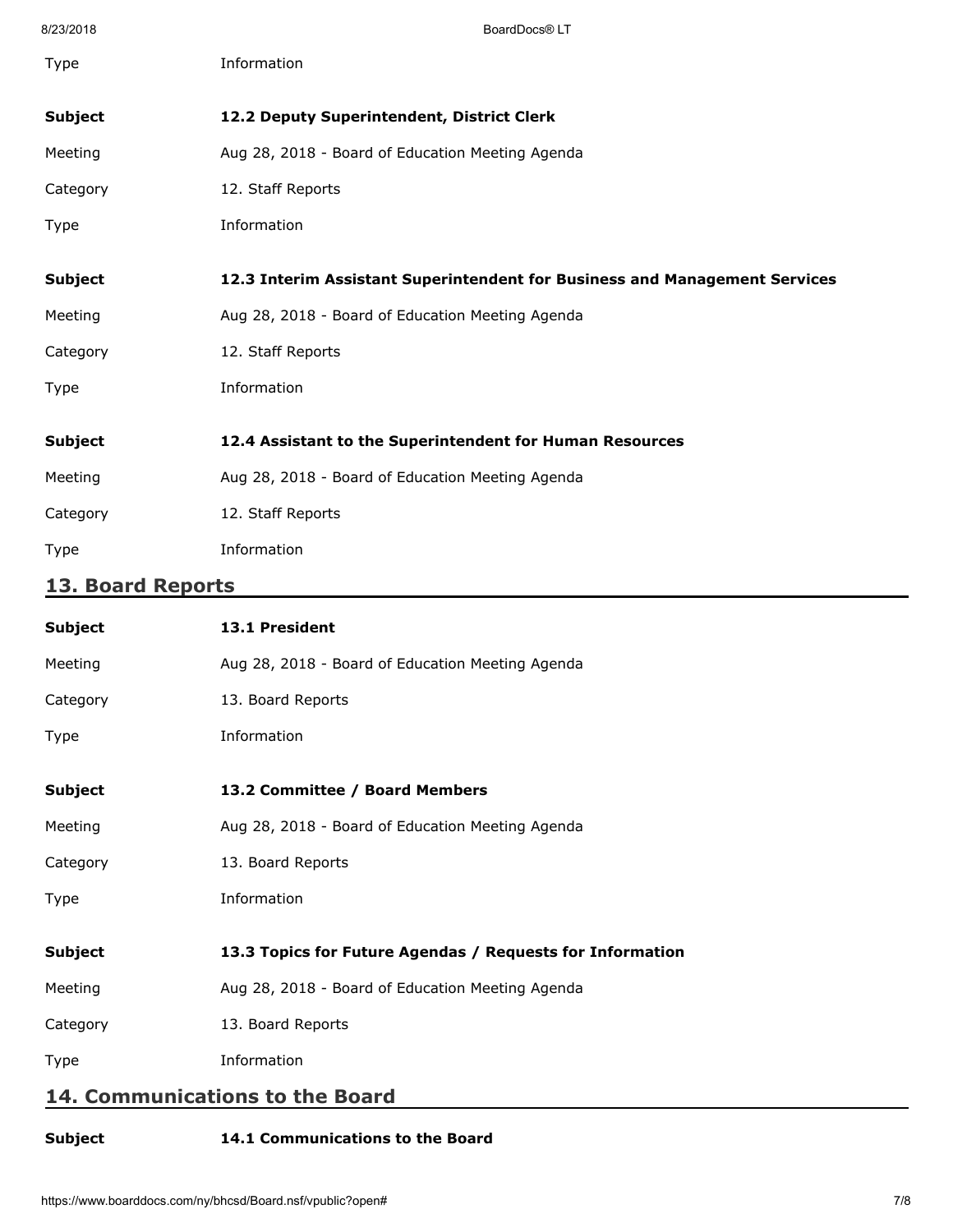| | |
|---|---|
| Type | Information |

| | |
|---|---|
| **Subject** | **12.2 Deputy Superintendent, District Clerk** |
| Meeting | Aug 28, 2018 - Board of Education Meeting Agenda |
| Category | 12. Staff Reports |
| Type | Information |

| | |
|---|---|
| **Subject** | **12.3 Interim Assistant Superintendent for Business and Management Services** |
| Meeting | Aug 28, 2018 - Board of Education Meeting Agenda |
| Category | 12. Staff Reports |
| Type | Information |

| | |
|---|---|
| **Subject** | **12.4 Assistant to the Superintendent for Human Resources** |
| Meeting | Aug 28, 2018 - Board of Education Meeting Agenda |
| Category | 12. Staff Reports |
| Type | Information |

## 13. Board Reports

| | |
|---|---|
| **Subject** | **13.1 President** |
| Meeting | Aug 28, 2018 - Board of Education Meeting Agenda |
| Category | 13. Board Reports |
| Type | Information |

| | |
|---|---|
| **Subject** | **13.2 Committee / Board Members** |
| Meeting | Aug 28, 2018 - Board of Education Meeting Agenda |
| Category | 13. Board Reports |
| Type | Information |

| | |
|---|---|
| **Subject** | **13.3 Topics for Future Agendas / Requests for Information** |
| Meeting | Aug 28, 2018 - Board of Education Meeting Agenda |
| Category | 13. Board Reports |
| Type | Information |

## 14. Communications to the Board

| | |
|---|---|
| **Subject** | **14.1 Communications to the Board** |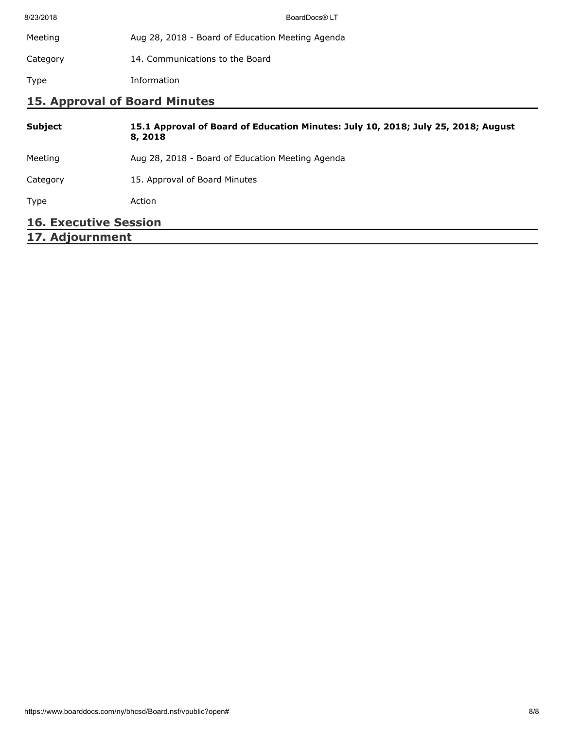| | |
|---|---|
| Meeting | Aug 28, 2018 - Board of Education Meeting Agenda |
| Category | 14. Communications to the Board |
| Type | Information |

## 15. Approval of Board Minutes

| | |
|---|---|
| **Subject** | **15.1 Approval of Board of Education Minutes: July 10, 2018; July 25, 2018; August 8, 2018** |
| Meeting | Aug 28, 2018 - Board of Education Meeting Agenda |
| Category | 15. Approval of Board Minutes |
| Type | Action |

## 16. Executive Session

## 17. Adjournment